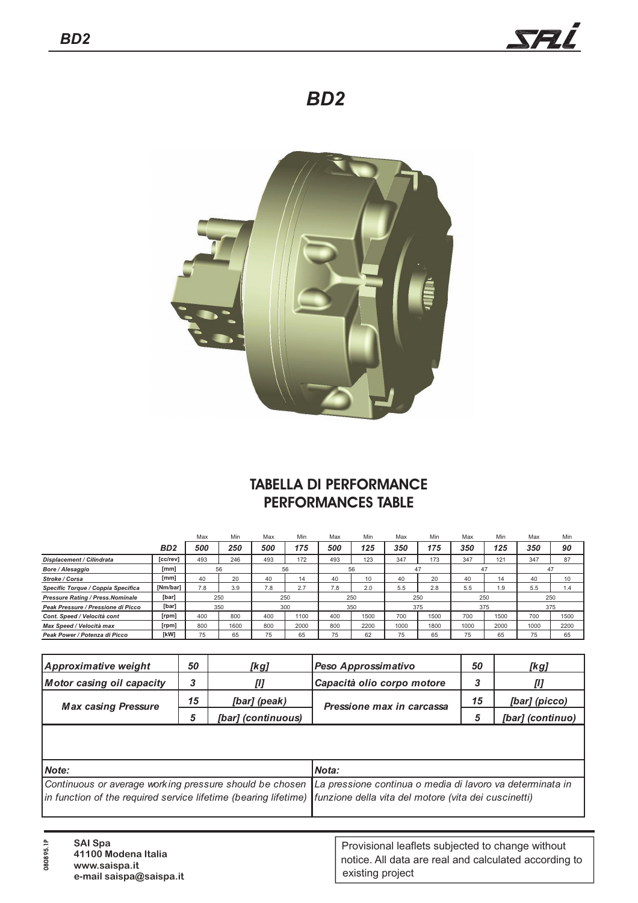# BD2

## TABELLA DI PERFORMANCE
## PERFORMANCES TABLE

| | | Max | Min | Max | Min | Max | Min | Max | Min | Max | Min | Max | Min |
|---|---|---|---|---|---|---|---|---|---|---|---|---|---|
| | **BD2** | **500** | **250** | **500** | **175** | **500** | **125** | **350** | **175** | **350** | **125** | **350** | **90** |
| *Displacement / Cilindrata* | [cc/rev] | 493 | 246 | 493 | 172 | 493 | 123 | 347 | 173 | 347 | 121 | 347 | 87 |
| *Bore / Alesaggio* | [mm] | 56 | | 56 | | 56 | | 47 | | 47 | | 47 | |
| *Stroke / Corsa* | [mm] | 40 | 20 | 40 | 14 | 40 | 10 | 40 | 20 | 40 | 14 | 40 | 10 |
| *Specific Torque / Coppia Specifica* | [Nm/bar] | 7.8 | 3.9 | 7.8 | 2.7 | 7.8 | 2.0 | 5.5 | 2.8 | 5.5 | 1.9 | 5.5 | 1.4 |
| *Pressure Rating / Press.Nominale* | [bar] | 250 | | 250 | | 250 | | 250 | | 250 | | 250 | |
| *Peak Pressure / Pressione di Picco* | [bar] | 350 | | 300 | | 350 | | 375 | | 375 | | 375 | |
| *Cont. Speed / Velocità cont* | [rpm] | 400 | 800 | 400 | 1100 | 400 | 1500 | 700 | 1500 | 700 | 1500 | 700 | 1500 |
| *Max Speed / Velocità max* | [rpm] | 800 | 1600 | 800 | 2000 | 800 | 2200 | 1000 | 1800 | 1000 | 2000 | 1000 | 2200 |
| *Peak Power / Potenza di Picco* | [kW] | 75 | 65 | 75 | 65 | 75 | 62 | 75 | 65 | 75 | 65 | 75 | 65 |

| | | | | | |
|---|---|---|---|---|---|
| *Approximative weight* | *50* | *[kg]* | *Peso Approssimativo* | *50* | *[kg]* |
| *Motor casing oil capacity* | *3* | *[l]* | *Capacità olio corpo motore* | *3* | *[l]* |
| *Max casing Pressure* | *15* | *[bar] (peak)* | *Pressione max in carcassa* | *15* | *[bar] (picco)* |
| | *5* | *[bar] (continuous)* | | *5* | *[bar] (continuo)* |

*Note:*

*Continuous or average working pressure should be chosen in function of the required service lifetime (bearing lifetime)*

*Nota:*

*La pressione continua o media di lavoro va determinata in funzione della vita del motore (vita dei cuscinetti)*

080895.1P

**SAI Spa**
**41100 Modena Italia**
**www.saispa.it**
**e-mail saispa@saispa.it**

Provisional leaflets subjected to change without notice. All data are real and calculated according to existing project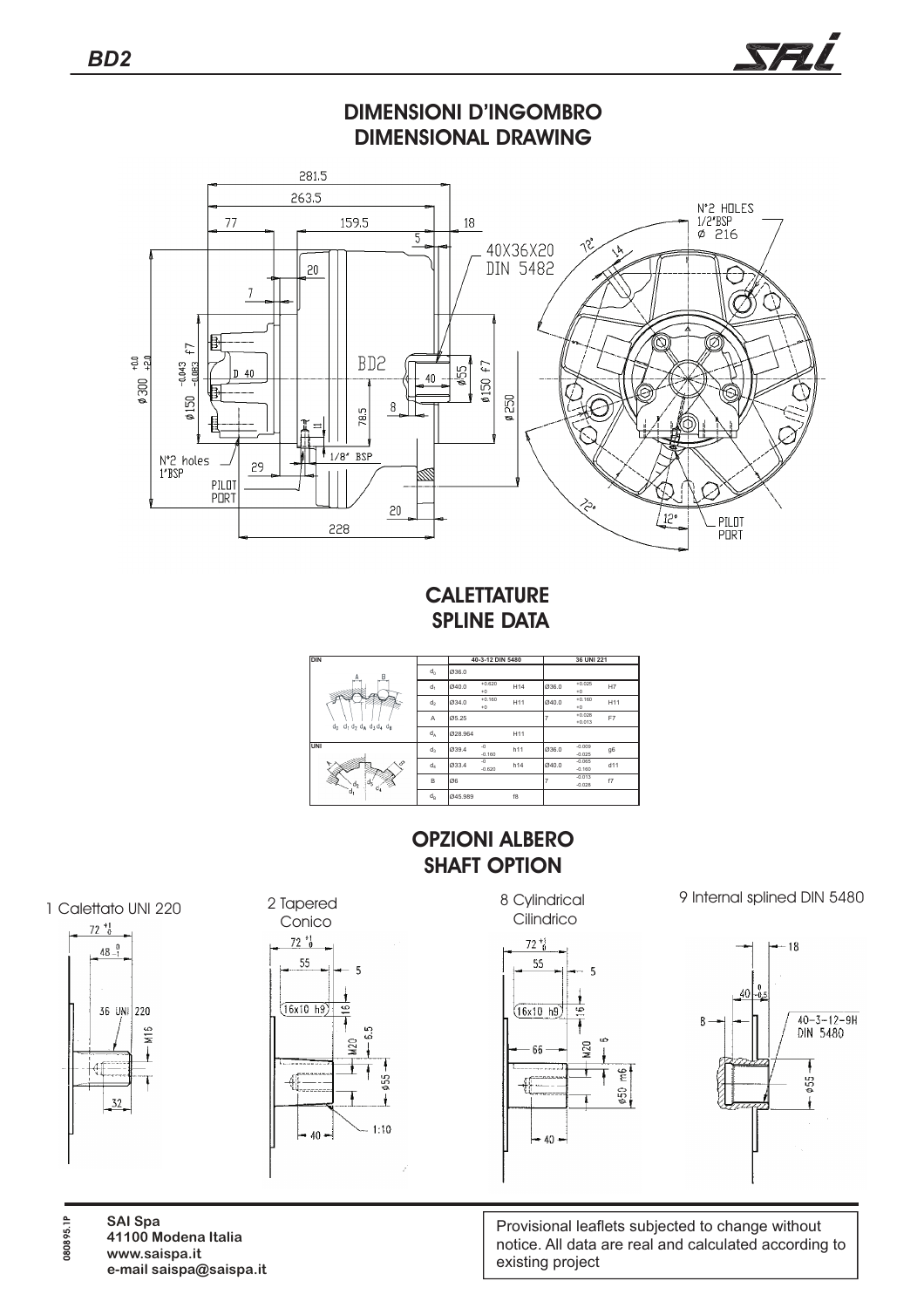## DIMENSIONI D'INGOMBRO
## DIMENSIONAL DRAWING

281.5
263.5
77
159.5
18
5
20
7
40X36X20
DIN 5482
72°
14
N°2 HOLES
1/2"BSP
Ø 216
Ø 300 +0.0 +2.0
Ø 150 f7 -0.043 -0.083
D 40
BD2
40
Ø55
Ø150 f7
Ø 250
78.5
8
11
1/8" BSP
N°2 holes
1"BSP
29
PILOT PORT
20
228
72°
12°
PILOT PORT

## CALETTATURE
## SPLINE DATA

| DIN | | 40-3-12 DIN 5480 | | | 36 UNI 221 | | |
|---|---|---|---|---|---|---|---|
| | $d_0$ | Ø36.0 | | | | | |
| | $d_1$ | Ø40.0 | +0.620 +0 | H14 | Ø36.0 | +0.025 +0 | H7 |
| | $d_2$ | Ø34.0 | +0.160 +0 | H11 | Ø40.0 | +0.160 +0 | H11 |
| | A | Ø5.25 | | | 7 | +0.028 +0.013 | F7 |
| | $d_A$ | Ø28.964 | | H11 | | | |
| UNI | $d_3$ | Ø39.4 | -0 -0.160 | h11 | Ø36.0 | -0.009 -0.025 | g6 |
| | $d_4$ | Ø33.4 | -0 -0.620 | h14 | Ø40.0 | -0.065 -0.160 | d11 |
| | B | Ø6 | | | 7 | -0.013 -0.028 | f7 |
| | $d_B$ | Ø45.989 | | f8 | | | |

## OPZIONI ALBERO
## SHAFT OPTION

**1 Calettato UNI 220**

72 +1 0
48 0 -1
36 UNI 220
M16
32

**2 Tapered**
**Conico**

72 +1 0
55
5
16x10 h9
16
M20
6.5
Ø55
40
1:10

**8 Cylindrical**
**Cilindrico**

72 +1 0
55
5
16x10 h9
16
66
M20
6
Ø50 m6
40

**9 Internal splined DIN 5480**

18
40 0 -0.5
B
40-3-12-9H
DIN 5480
Ø55

080895.1P

**SAI Spa**
**41100 Modena Italia**
**www.saispa.it**
**e-mail saispa@saispa.it**

Provisional leaflets subjected to change without notice. All data are real and calculated according to existing project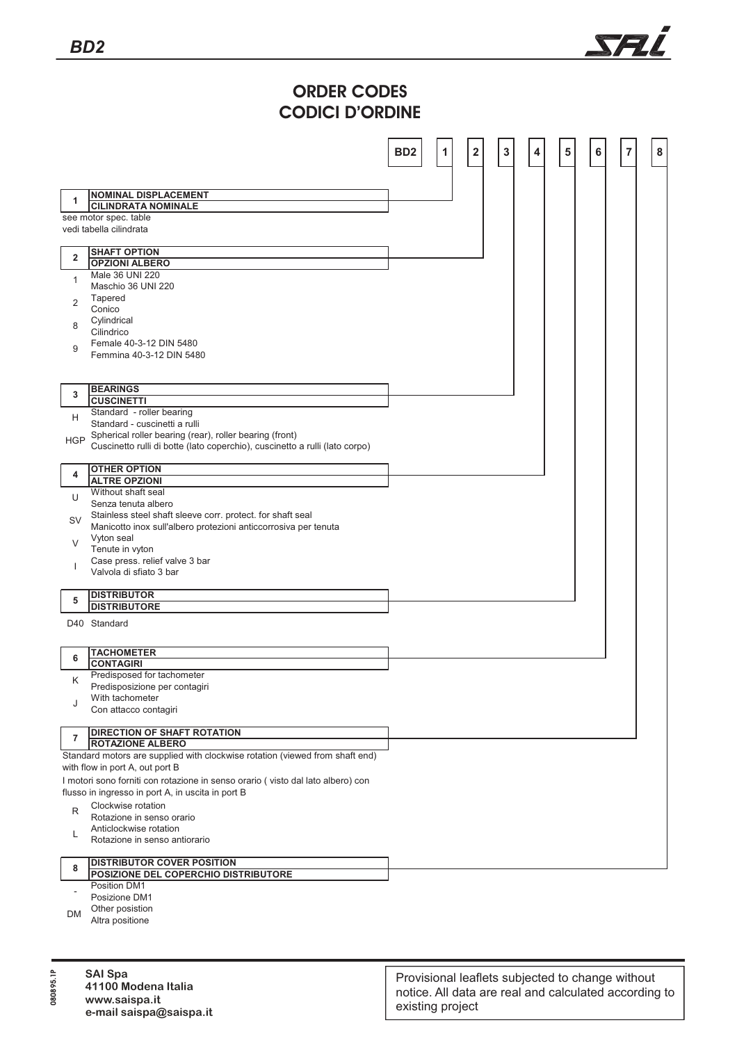# ORDER CODES
# CODICI D'ORDINE

| BD2 | 1 | 2 | 3 | 4 | 5 | 6 | 7 | 8 |
|---|---|---|---|---|---|---|---|---|

### 1 NOMINAL DISPLACEMENT / CILINDRATA NOMINALE

see motor spec. table
vedi tabella cilindrata

### 2 SHAFT OPTION / OPZIONI ALBERO

| | |
|---|---|
| 1 | Male 36 UNI 220<br>Maschio 36 UNI 220 |
| 2 | Tapered<br>Conico |
| 8 | Cylindrical<br>Cilindrico |
| 9 | Female 40-3-12 DIN 5480<br>Femmina 40-3-12 DIN 5480 |

### 3 BEARINGS / CUSCINETTI

| | |
|---|---|
| H | Standard - roller bearing<br>Standard - cuscinetti a rulli |
| HGP | Spherical roller bearing (rear), roller bearing (front)<br>Cuscinetto rulli di botte (lato coperchio), cuscinetto a rulli (lato corpo) |

### 4 OTHER OPTION / ALTRE OPZIONI

| | |
|---|---|
| U | Without shaft seal<br>Senza tenuta albero |
| SV | Stainless steel shaft sleeve corr. protect. for shaft seal<br>Manicotto inox sull'albero protezioni anticcorrosiva per tenuta |
| V | Vyton seal<br>Tenute in vyton |
| I | Case press. relief valve 3 bar<br>Valvola di sfiato 3 bar |

### 5 DISTRIBUTOR / DISTRIBUTORE

| | |
|---|---|
| D40 | Standard |

### 6 TACHOMETER / CONTAGIRI

| | |
|---|---|
| K | Predisposed for tachometer<br>Predisposizione per contagiri |
| J | With tachometer<br>Con attacco contagiri |

### 7 DIRECTION OF SHAFT ROTATION / ROTAZIONE ALBERO

Standard motors are supplied with clockwise rotation (viewed from shaft end) with flow in port A, out port B

I motori sono forniti con rotazione in senso orario ( visto dal lato albero) con flusso in ingresso in port A, in uscita in port B

| | |
|---|---|
| R | Clockwise rotation<br>Rotazione in senso orario |
| L | Anticlockwise rotation<br>Rotazione in senso antiorario |

### 8 DISTRIBUTOR COVER POSITION / POSIZIONE DEL COPERCHIO DISTRIBUTORE

| | |
|---|---|
| - | Position DM1<br>Posizione DM1 |
| DM | Other posistion<br>Altra positione |

080895.1P

**SAI Spa**
**41100 Modena Italia**
**www.saispa.it**
**e-mail saispa@saispa.it**

Provisional leaflets subjected to change without notice. All data are real and calculated according to existing project